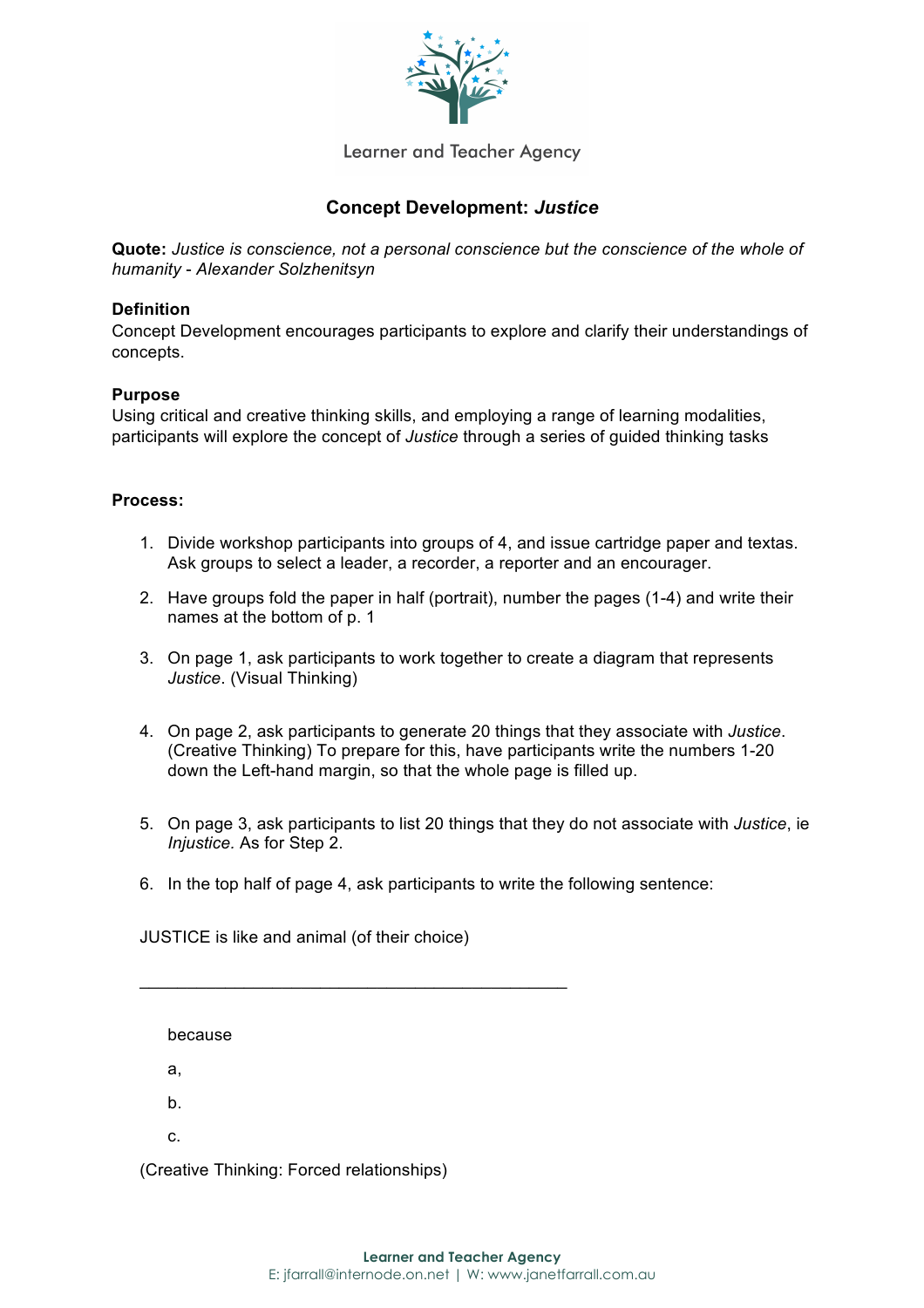Learner and Teacher Agency

## Concept Development: *Justice*

**Quote:** *Justice is conscience, not a personal conscience but the conscience of the whole of humanity - Alexander Solzhenitsyn*

**Definition**
Concept Development encourages participants to explore and clarify their understandings of concepts.

**Purpose**
Using critical and creative thinking skills, and employing a range of learning modalities, participants will explore the concept of *Justice* through a series of guided thinking tasks

**Process:**

1. Divide workshop participants into groups of 4, and issue cartridge paper and textas. Ask groups to select a leader, a recorder, a reporter and an encourager.
2. Have groups fold the paper in half (portrait), number the pages (1-4) and write their names at the bottom of p. 1
3. On page 1, ask participants to work together to create a diagram that represents *Justice*. (Visual Thinking)
4. On page 2, ask participants to generate 20 things that they associate with *Justice*. (Creative Thinking) To prepare for this, have participants write the numbers 1-20 down the Left-hand margin, so that the whole page is filled up.
5. On page 3, ask participants to list 20 things that they do not associate with *Justice*, ie *Injustice.* As for Step 2.
6. In the top half of page 4, ask participants to write the following sentence:

JUSTICE is like and animal (of their choice)

\_\_\_\_\_\_\_\_\_\_\_\_\_\_\_\_\_\_\_\_\_\_\_\_\_\_\_\_\_\_\_\_\_\_\_\_\_\_\_\_\_\_\_\_\_\_

because

a,

b.

c.

(Creative Thinking: Forced relationships)

**Learner and Teacher Agency**
E: jfarrall@internode.on.net | W: www.janetfarrall.com.au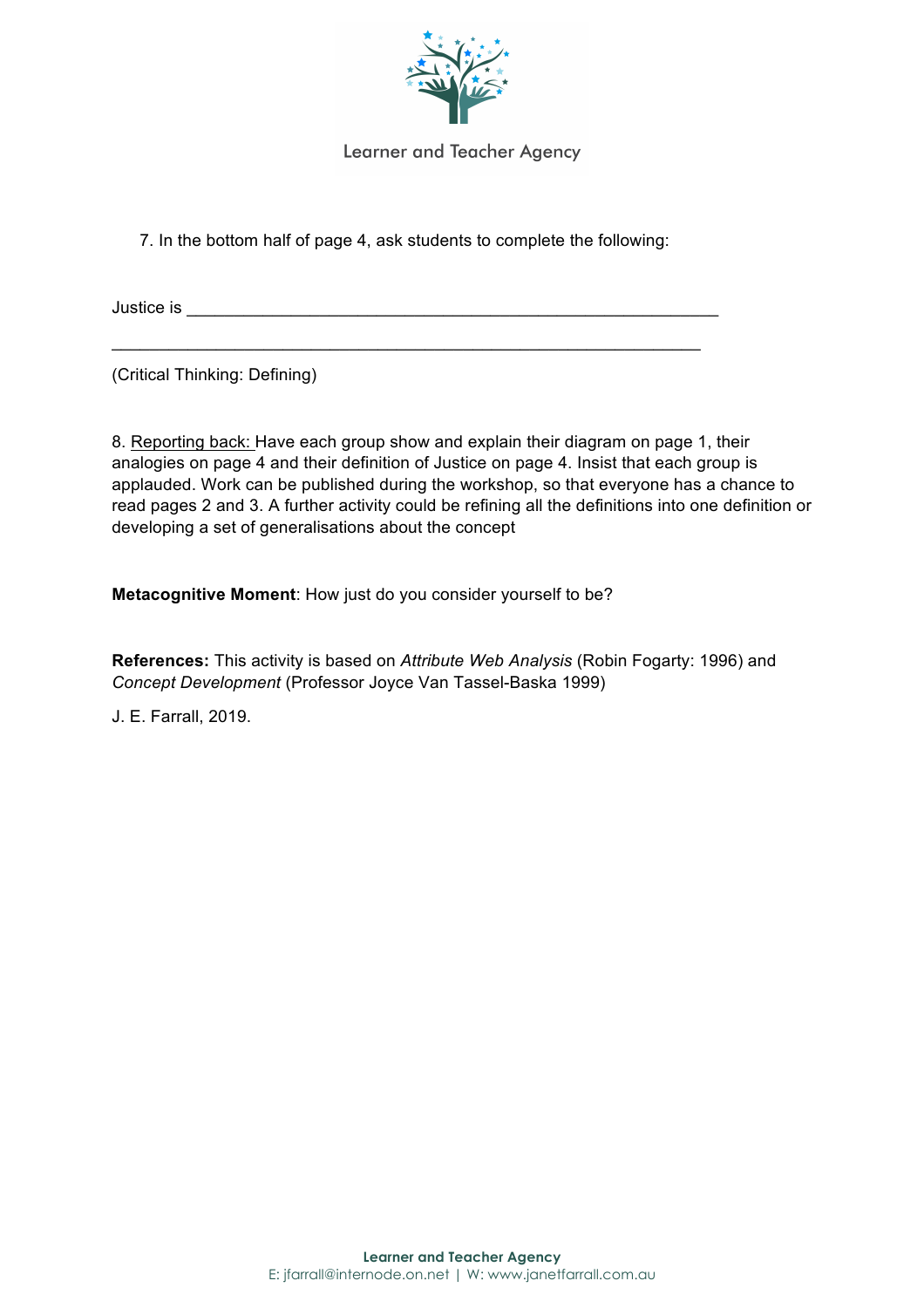7. In the bottom half of page 4, ask students to complete the following:

Justice is ___________________________________________________________

_______________________________________________________________

(Critical Thinking: Defining)

8. Reporting back: Have each group show and explain their diagram on page 1, their analogies on page 4 and their definition of Justice on page 4. Insist that each group is applauded. Work can be published during the workshop, so that everyone has a chance to read pages 2 and 3. A further activity could be refining all the definitions into one definition or developing a set of generalisations about the concept

**Metacognitive Moment**: How just do you consider yourself to be?

**References:** This activity is based on *Attribute Web Analysis* (Robin Fogarty: 1996) and *Concept Development* (Professor Joyce Van Tassel-Baska 1999)

J. E. Farrall, 2019.